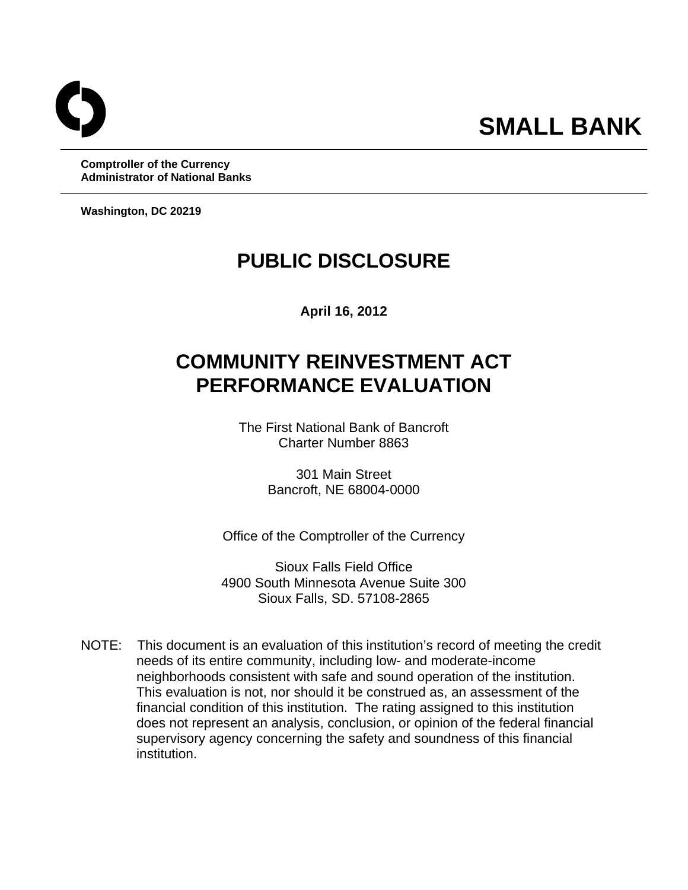**SMALL BANK**

**Comptroller of the Currency**
**Administrator of National Banks**

**Washington, DC 20219**

# PUBLIC DISCLOSURE

**April 16, 2012**

# COMMUNITY REINVESTMENT ACT PERFORMANCE EVALUATION

The First National Bank of Bancroft
Charter Number 8863

301 Main Street
Bancroft, NE 68004-0000

Office of the Comptroller of the Currency

Sioux Falls Field Office
4900 South Minnesota Avenue Suite 300
Sioux Falls, SD. 57108-2865

NOTE: This document is an evaluation of this institution's record of meeting the credit needs of its entire community, including low- and moderate-income neighborhoods consistent with safe and sound operation of the institution. This evaluation is not, nor should it be construed as, an assessment of the financial condition of this institution. The rating assigned to this institution does not represent an analysis, conclusion, or opinion of the federal financial supervisory agency concerning the safety and soundness of this financial institution.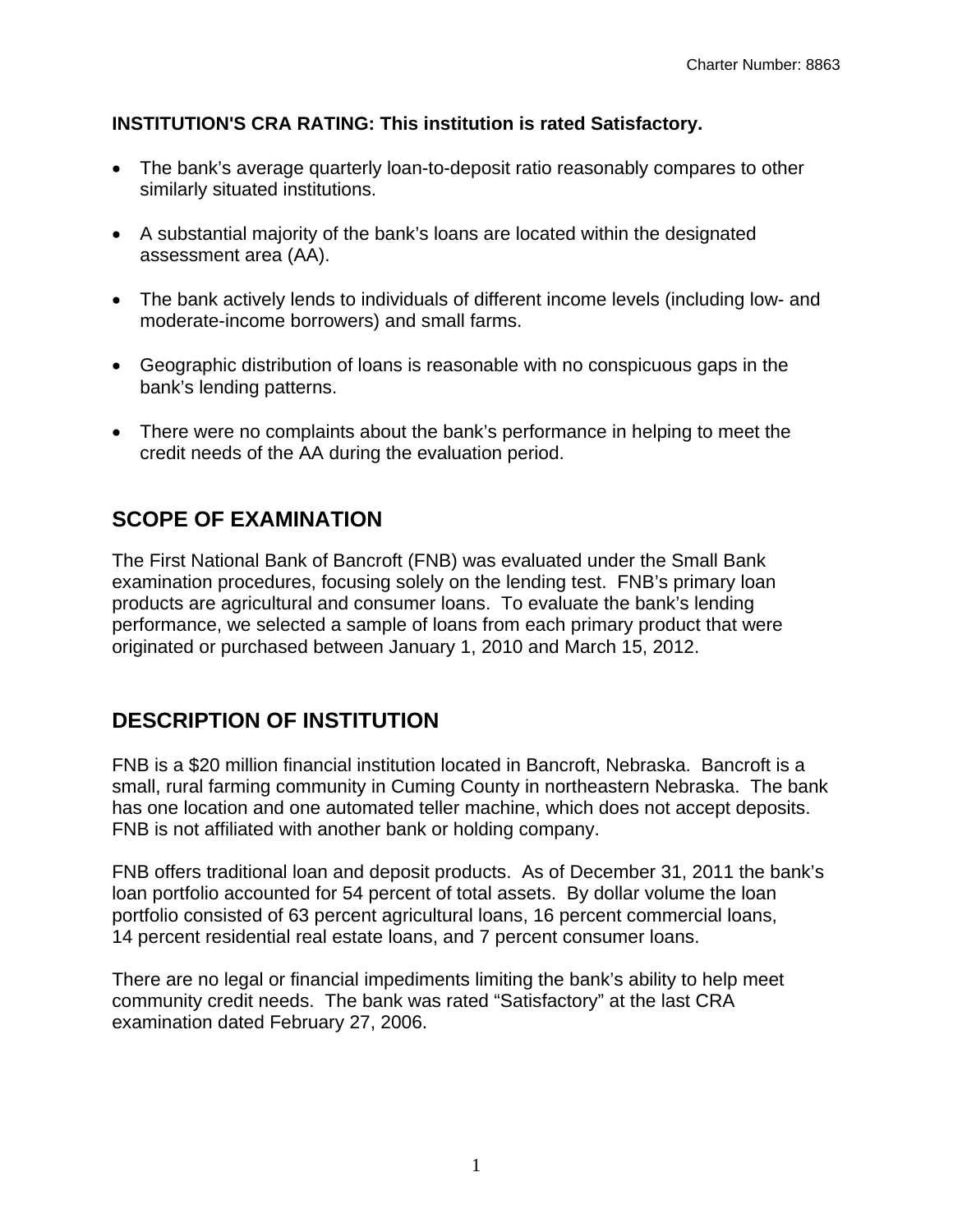**INSTITUTION'S CRA RATING: This institution is rated Satisfactory.**

- The bank's average quarterly loan-to-deposit ratio reasonably compares to other similarly situated institutions.
- A substantial majority of the bank's loans are located within the designated assessment area (AA).
- The bank actively lends to individuals of different income levels (including low- and moderate-income borrowers) and small farms.
- Geographic distribution of loans is reasonable with no conspicuous gaps in the bank's lending patterns.
- There were no complaints about the bank's performance in helping to meet the credit needs of the AA during the evaluation period.

## SCOPE OF EXAMINATION

The First National Bank of Bancroft (FNB) was evaluated under the Small Bank examination procedures, focusing solely on the lending test. FNB's primary loan products are agricultural and consumer loans. To evaluate the bank's lending performance, we selected a sample of loans from each primary product that were originated or purchased between January 1, 2010 and March 15, 2012.

## DESCRIPTION OF INSTITUTION

FNB is a $20 million financial institution located in Bancroft, Nebraska. Bancroft is a small, rural farming community in Cuming County in northeastern Nebraska. The bank has one location and one automated teller machine, which does not accept deposits. FNB is not affiliated with another bank or holding company.

FNB offers traditional loan and deposit products. As of December 31, 2011 the bank's loan portfolio accounted for 54 percent of total assets. By dollar volume the loan portfolio consisted of 63 percent agricultural loans, 16 percent commercial loans, 14 percent residential real estate loans, and 7 percent consumer loans.

There are no legal or financial impediments limiting the bank's ability to help meet community credit needs. The bank was rated "Satisfactory" at the last CRA examination dated February 27, 2006.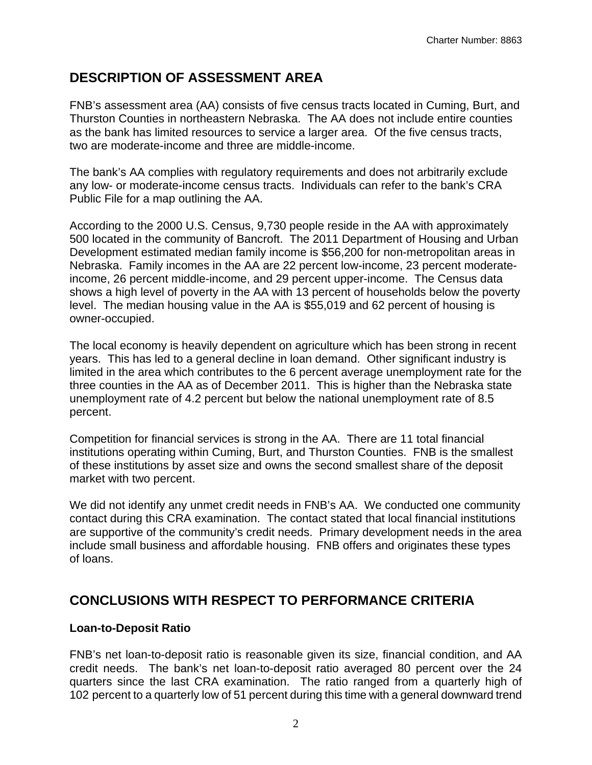## DESCRIPTION OF ASSESSMENT AREA

FNB's assessment area (AA) consists of five census tracts located in Cuming, Burt, and Thurston Counties in northeastern Nebraska. The AA does not include entire counties as the bank has limited resources to service a larger area. Of the five census tracts, two are moderate-income and three are middle-income.

The bank's AA complies with regulatory requirements and does not arbitrarily exclude any low- or moderate-income census tracts. Individuals can refer to the bank's CRA Public File for a map outlining the AA.

According to the 2000 U.S. Census, 9,730 people reside in the AA with approximately 500 located in the community of Bancroft. The 2011 Department of Housing and Urban Development estimated median family income is $56,200 for non-metropolitan areas in Nebraska. Family incomes in the AA are 22 percent low-income, 23 percent moderate-income, 26 percent middle-income, and 29 percent upper-income. The Census data shows a high level of poverty in the AA with 13 percent of households below the poverty level. The median housing value in the AA is $55,019 and 62 percent of housing is owner-occupied.

The local economy is heavily dependent on agriculture which has been strong in recent years. This has led to a general decline in loan demand. Other significant industry is limited in the area which contributes to the 6 percent average unemployment rate for the three counties in the AA as of December 2011. This is higher than the Nebraska state unemployment rate of 4.2 percent but below the national unemployment rate of 8.5 percent.

Competition for financial services is strong in the AA. There are 11 total financial institutions operating within Cuming, Burt, and Thurston Counties. FNB is the smallest of these institutions by asset size and owns the second smallest share of the deposit market with two percent.

We did not identify any unmet credit needs in FNB's AA. We conducted one community contact during this CRA examination. The contact stated that local financial institutions are supportive of the community's credit needs. Primary development needs in the area include small business and affordable housing. FNB offers and originates these types of loans.

## CONCLUSIONS WITH RESPECT TO PERFORMANCE CRITERIA

### Loan-to-Deposit Ratio

FNB's net loan-to-deposit ratio is reasonable given its size, financial condition, and AA credit needs. The bank's net loan-to-deposit ratio averaged 80 percent over the 24 quarters since the last CRA examination. The ratio ranged from a quarterly high of 102 percent to a quarterly low of 51 percent during this time with a general downward trend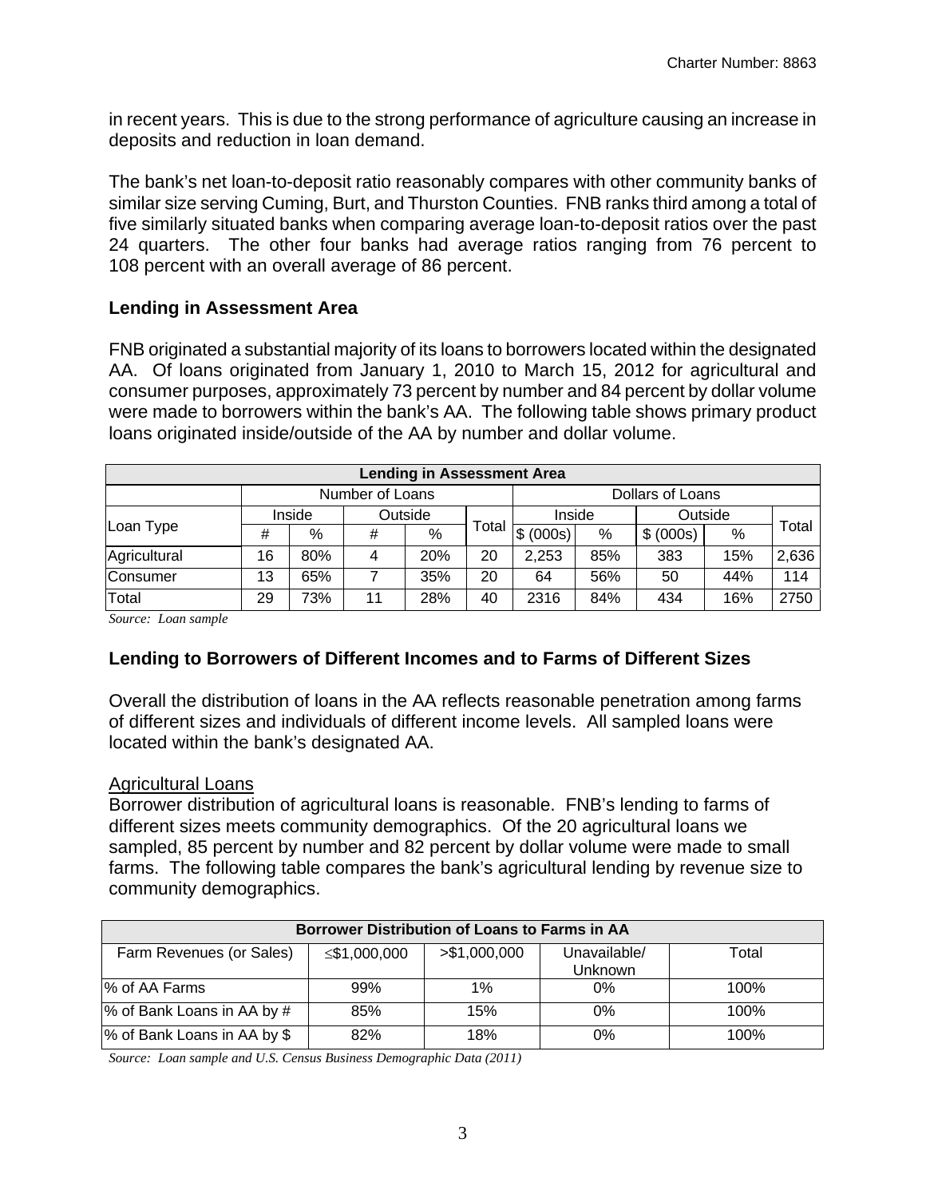in recent years. This is due to the strong performance of agriculture causing an increase in deposits and reduction in loan demand.

The bank's net loan-to-deposit ratio reasonably compares with other community banks of similar size serving Cuming, Burt, and Thurston Counties. FNB ranks third among a total of five similarly situated banks when comparing average loan-to-deposit ratios over the past 24 quarters. The other four banks had average ratios ranging from 76 percent to 108 percent with an overall average of 86 percent.

### Lending in Assessment Area

FNB originated a substantial majority of its loans to borrowers located within the designated AA. Of loans originated from January 1, 2010 to March 15, 2012 for agricultural and consumer purposes, approximately 73 percent by number and 84 percent by dollar volume were made to borrowers within the bank's AA. The following table shows primary product loans originated inside/outside of the AA by number and dollar volume.

| Lending in Assessment Area | | | | | | | | | | |
|---|---|---|---|---|---|---|---|---|---|---|
| | Number of Loans | | | | | Dollars of Loans | | | | |
| Loan Type | Inside | | Outside | | Total | Inside | | Outside | | Total |
| | # | % | # | % | | $ (000s) | % | $ (000s) | % | |
| Agricultural | 16 | 80% | 4 | 20% | 20 | 2,253 | 85% | 383 | 15% | 2,636 |
| Consumer | 13 | 65% | 7 | 35% | 20 | 64 | 56% | 50 | 44% | 114 |
| Total | 29 | 73% | 11 | 28% | 40 | 2316 | 84% | 434 | 16% | 2750 |

*Source: Loan sample*

### Lending to Borrowers of Different Incomes and to Farms of Different Sizes

Overall the distribution of loans in the AA reflects reasonable penetration among farms of different sizes and individuals of different income levels. All sampled loans were located within the bank's designated AA.

Agricultural Loans

Borrower distribution of agricultural loans is reasonable. FNB's lending to farms of different sizes meets community demographics. Of the 20 agricultural loans we sampled, 85 percent by number and 82 percent by dollar volume were made to small farms. The following table compares the bank's agricultural lending by revenue size to community demographics.

| Borrower Distribution of Loans to Farms in AA | | | | |
|---|---|---|---|---|
| Farm Revenues (or Sales) | ≤$1,000,000 | >$1,000,000 | Unavailable/ Unknown | Total |
| % of AA Farms | 99% | 1% | 0% | 100% |
| % of Bank Loans in AA by # | 85% | 15% | 0% | 100% |
| % of Bank Loans in AA by $ | 82% | 18% | 0% | 100% |

*Source: Loan sample and U.S. Census Business Demographic Data (2011)*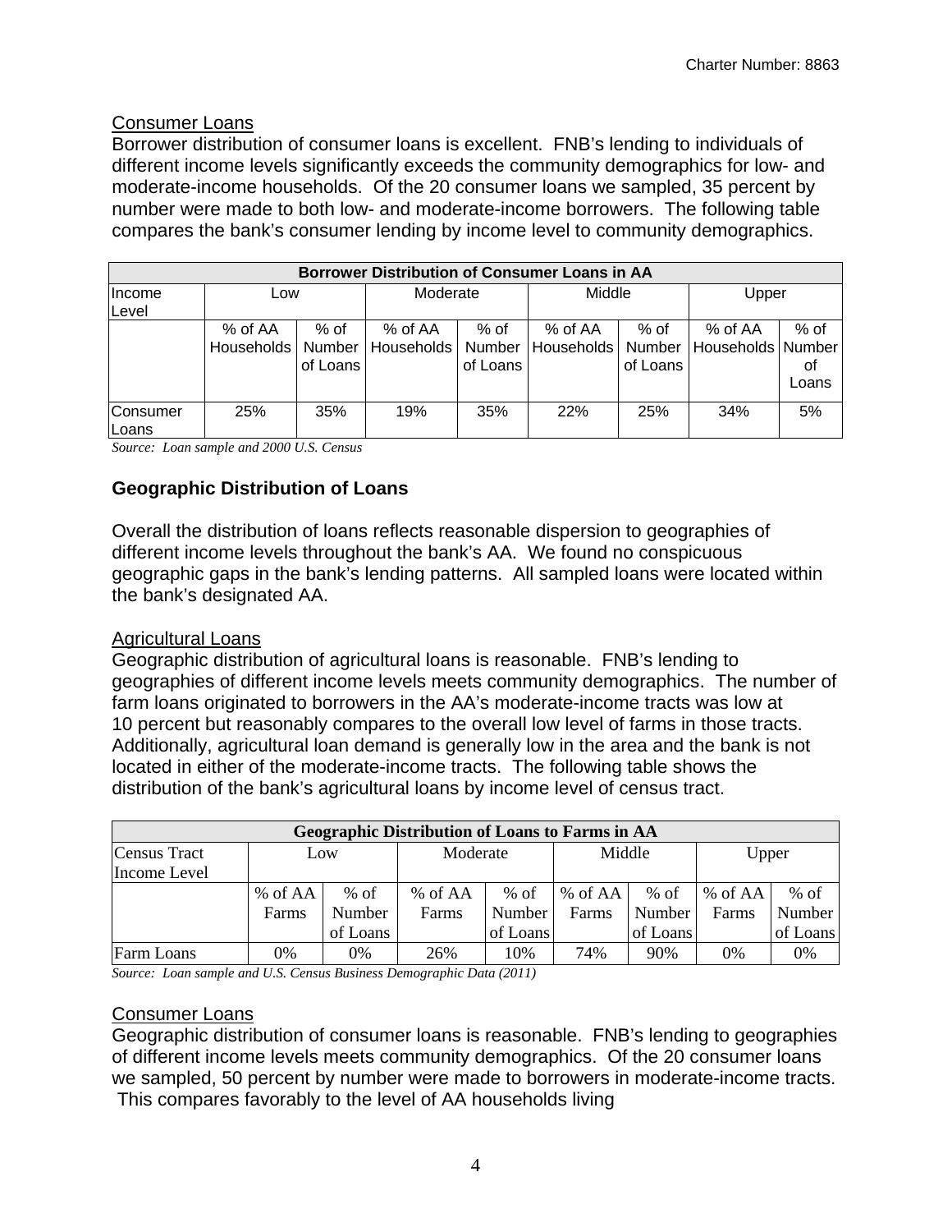### Consumer Loans

Borrower distribution of consumer loans is excellent. FNB's lending to individuals of different income levels significantly exceeds the community demographics for low- and moderate-income households. Of the 20 consumer loans we sampled, 35 percent by number were made to both low- and moderate-income borrowers. The following table compares the bank's consumer lending by income level to community demographics.

| Borrower Distribution of Consumer Loans in AA | | | | | | | | |
|---|---|---|---|---|---|---|---|---|
| Income Level | Low | | Moderate | | Middle | | Upper | |
| | % of AA Households | % of Number of Loans | % of AA Households | % of Number of Loans | % of AA Households | % of Number of Loans | % of AA Households | % of Number of Loans |
| Consumer Loans | 25% | 35% | 19% | 35% | 22% | 25% | 34% | 5% |

*Source: Loan sample and 2000 U.S. Census*

## Geographic Distribution of Loans

Overall the distribution of loans reflects reasonable dispersion to geographies of different income levels throughout the bank's AA. We found no conspicuous geographic gaps in the bank's lending patterns. All sampled loans were located within the bank's designated AA.

### Agricultural Loans

Geographic distribution of agricultural loans is reasonable. FNB's lending to geographies of different income levels meets community demographics. The number of farm loans originated to borrowers in the AA's moderate-income tracts was low at 10 percent but reasonably compares to the overall low level of farms in those tracts. Additionally, agricultural loan demand is generally low in the area and the bank is not located in either of the moderate-income tracts. The following table shows the distribution of the bank's agricultural loans by income level of census tract.

| Geographic Distribution of Loans to Farms in AA | | | | | | | | |
|---|---|---|---|---|---|---|---|---|
| Census Tract Income Level | Low | | Moderate | | Middle | | Upper | |
| | % of AA Farms | % of Number of Loans | % of AA Farms | % of Number of Loans | % of AA Farms | % of Number of Loans | % of AA Farms | % of Number of Loans |
| Farm Loans | 0% | 0% | 26% | 10% | 74% | 90% | 0% | 0% |

*Source: Loan sample and U.S. Census Business Demographic Data (2011)*

### Consumer Loans

Geographic distribution of consumer loans is reasonable. FNB's lending to geographies of different income levels meets community demographics. Of the 20 consumer loans we sampled, 50 percent by number were made to borrowers in moderate-income tracts. This compares favorably to the level of AA households living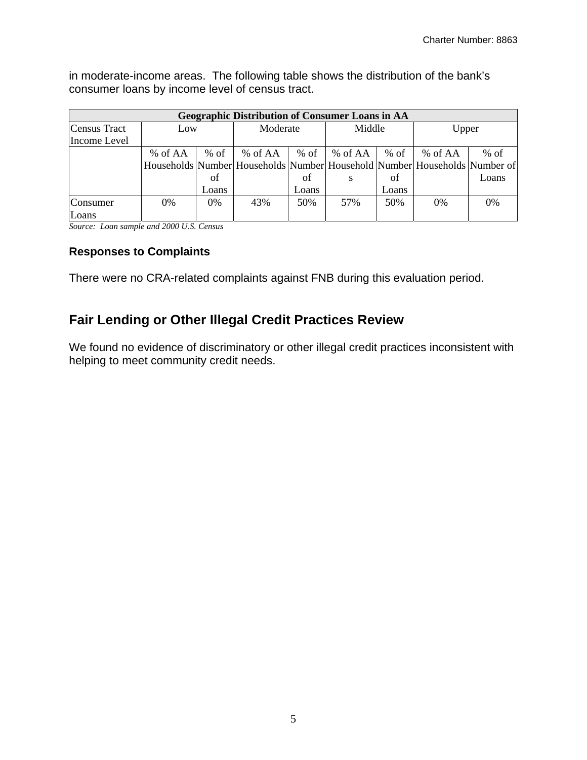in moderate-income areas. The following table shows the distribution of the bank's consumer loans by income level of census tract.

| Geographic Distribution of Consumer Loans in AA | | | | | | | | |
|---|---|---|---|---|---|---|---|---|
| Census Tract Income Level | Low | | Moderate | | Middle | | Upper | |
| | % of AA Households | % of Number of Loans | % of AA Households | % of Number of Loans | % of AA Households | % of Number of Loans | % of AA Households | % of Number of Loans |
| Consumer Loans | 0% | 0% | 43% | 50% | 57% | 50% | 0% | 0% |

*Source: Loan sample and 2000 U.S. Census*

### Responses to Complaints

There were no CRA-related complaints against FNB during this evaluation period.

## Fair Lending or Other Illegal Credit Practices Review

We found no evidence of discriminatory or other illegal credit practices inconsistent with helping to meet community credit needs.